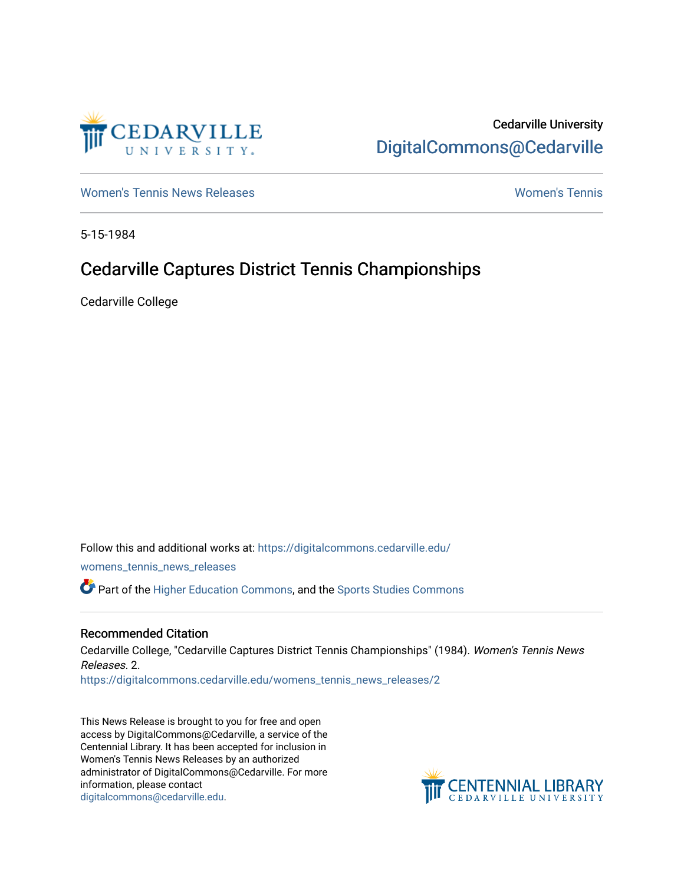Cedarville University
DigitalCommons@Cedarville

Women's Tennis News Releases | Women's Tennis

5-15-1984

# Cedarville Captures District Tennis Championships

Cedarville College

Follow this and additional works at: https://digitalcommons.cedarville.edu/womens_tennis_news_releases

Part of the Higher Education Commons, and the Sports Studies Commons

## Recommended Citation

Cedarville College, "Cedarville Captures District Tennis Championships" (1984). *Women's Tennis News Releases*. 2.
https://digitalcommons.cedarville.edu/womens_tennis_news_releases/2

This News Release is brought to you for free and open access by DigitalCommons@Cedarville, a service of the Centennial Library. It has been accepted for inclusion in Women's Tennis News Releases by an authorized administrator of DigitalCommons@Cedarville. For more information, please contact digitalcommons@cedarville.edu.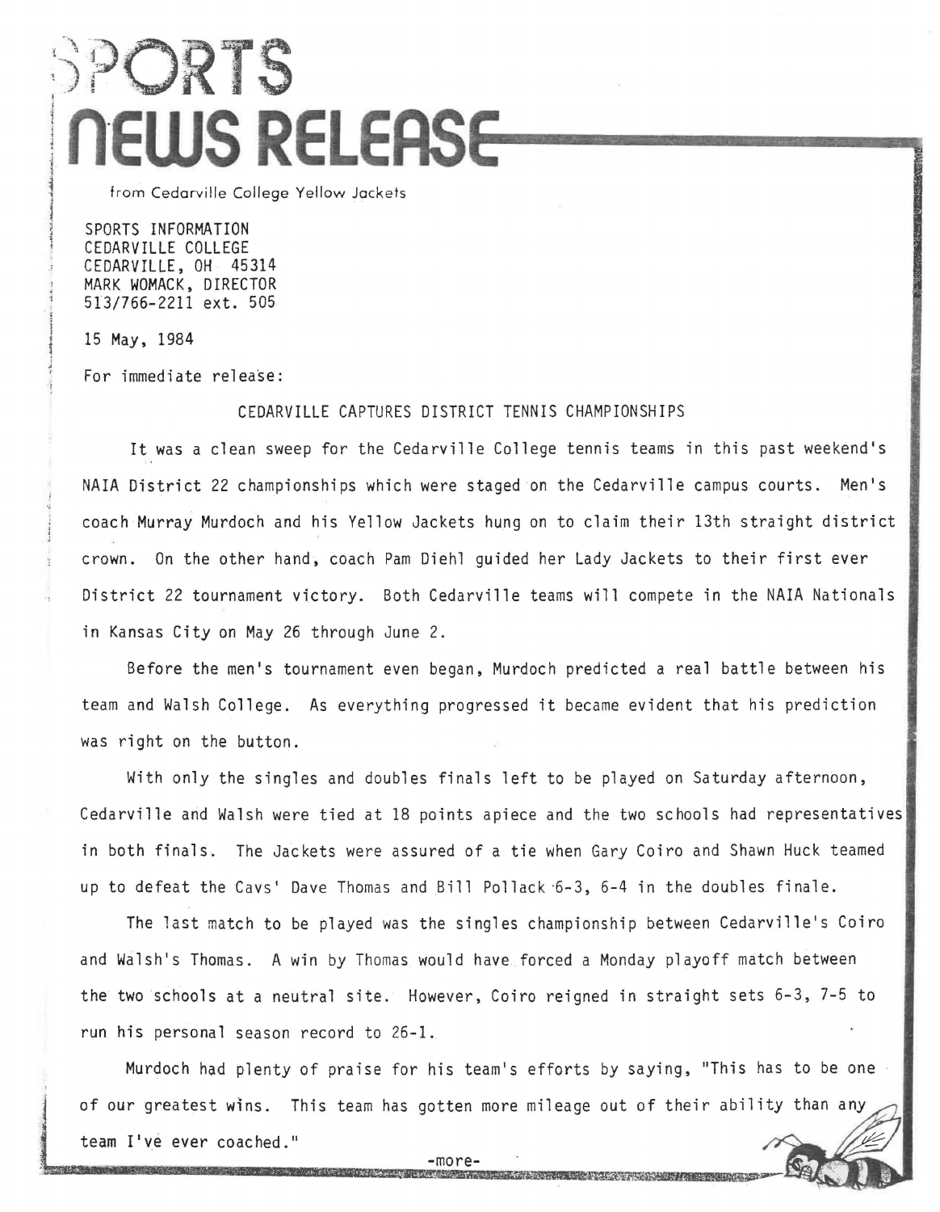# SPORTS NEWS RELEASE

from Cedarville College Yellow Jackets

SPORTS INFORMATION
CEDARVILLE COLLEGE
CEDARVILLE, OH 45314
MARK WOMACK, DIRECTOR
513/766-2211 ext. 505

15 May, 1984

For immediate release:

CEDARVILLE CAPTURES DISTRICT TENNIS CHAMPIONSHIPS

It was a clean sweep for the Cedarville College tennis teams in this past weekend's NAIA District 22 championships which were staged on the Cedarville campus courts. Men's coach Murray Murdoch and his Yellow Jackets hung on to claim their 13th straight district crown. On the other hand, coach Pam Diehl guided her Lady Jackets to their first ever District 22 tournament victory. Both Cedarville teams will compete in the NAIA Nationals in Kansas City on May 26 through June 2.

Before the men's tournament even began, Murdoch predicted a real battle between his team and Walsh College. As everything progressed it became evident that his prediction was right on the button.

With only the singles and doubles finals left to be played on Saturday afternoon, Cedarville and Walsh were tied at 18 points apiece and the two schools had representatives in both finals. The Jackets were assured of a tie when Gary Coiro and Shawn Huck teamed up to defeat the Cavs' Dave Thomas and Bill Pollack 6-3, 6-4 in the doubles finale.

The last match to be played was the singles championship between Cedarville's Coiro and Walsh's Thomas. A win by Thomas would have forced a Monday playoff match between the two schools at a neutral site. However, Coiro reigned in straight sets 6-3, 7-5 to run his personal season record to 26-1.

Murdoch had plenty of praise for his team's efforts by saying, "This has to be one of our greatest wins. This team has gotten more mileage out of their ability than any team I've ever coached."

-more-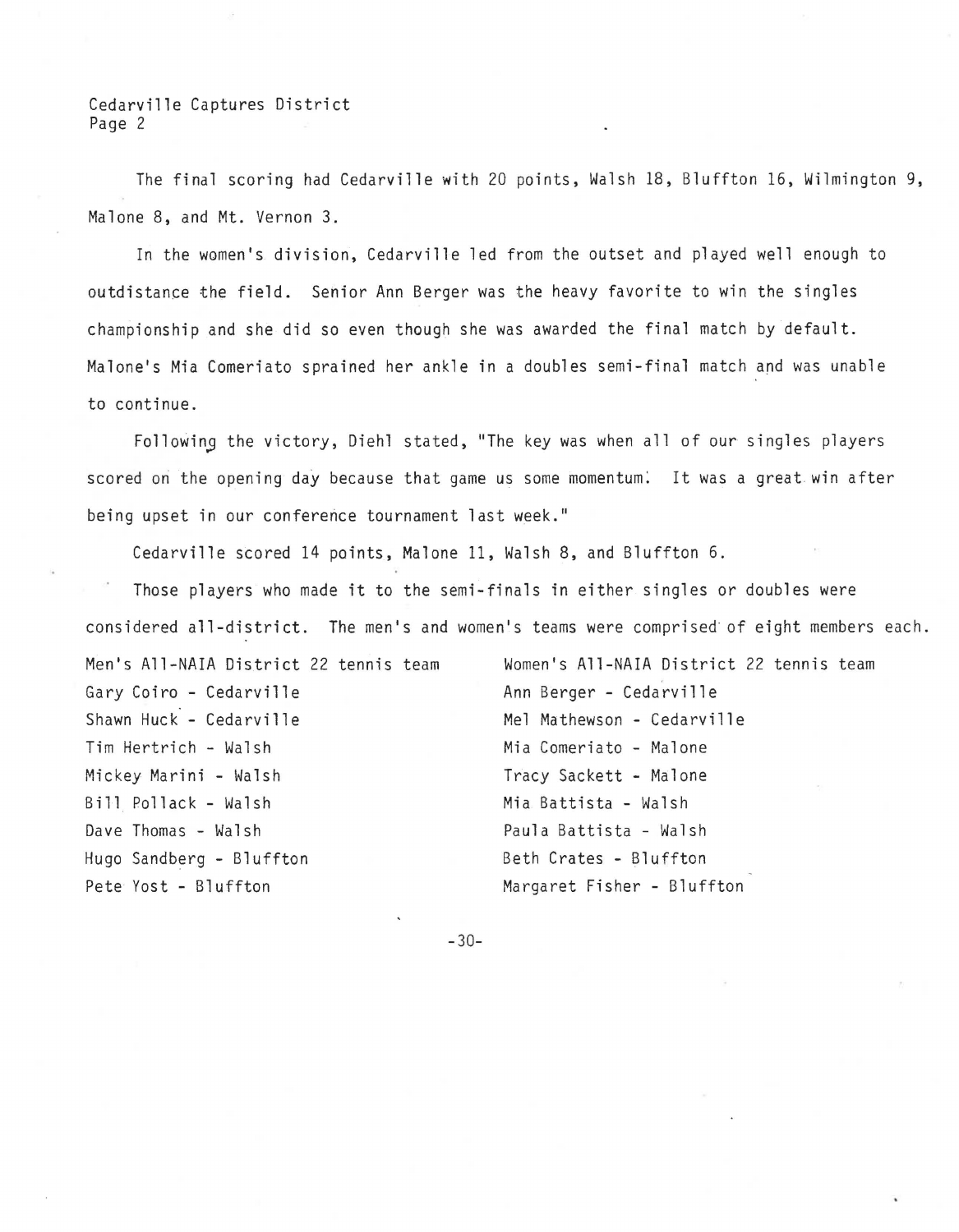Cedarville Captures District
Page 2

The final scoring had Cedarville with 20 points, Walsh 18, Bluffton 16, Wilmington 9, Malone 8, and Mt. Vernon 3.

In the women's division, Cedarville led from the outset and played well enough to outdistance the field. Senior Ann Berger was the heavy favorite to win the singles championship and she did so even though she was awarded the final match by default. Malone's Mia Comeriato sprained her ankle in a doubles semi-final match and was unable to continue.

Following the victory, Diehl stated, "The key was when all of our singles players scored on the opening day because that game us some momentum. It was a great win after being upset in our conference tournament last week."

Cedarville scored 14 points, Malone 11, Walsh 8, and Bluffton 6.

Those players who made it to the semi-finals in either singles or doubles were considered all-district. The men's and women's teams were comprised of eight members each.

Men's All-NAIA District 22 tennis team

Gary Coiro - Cedarville
Shawn Huck - Cedarville
Tim Hertrich - Walsh
Mickey Marini - Walsh
Bill Pollack - Walsh
Dave Thomas - Walsh
Hugo Sandberg - Bluffton
Pete Yost - Bluffton

Women's All-NAIA District 22 tennis team

Ann Berger - Cedarville
Mel Mathewson - Cedarville
Mia Comeriato - Malone
Tracy Sackett - Malone
Mia Battista - Walsh
Paula Battista - Walsh
Beth Crates - Bluffton
Margaret Fisher - Bluffton

-30-